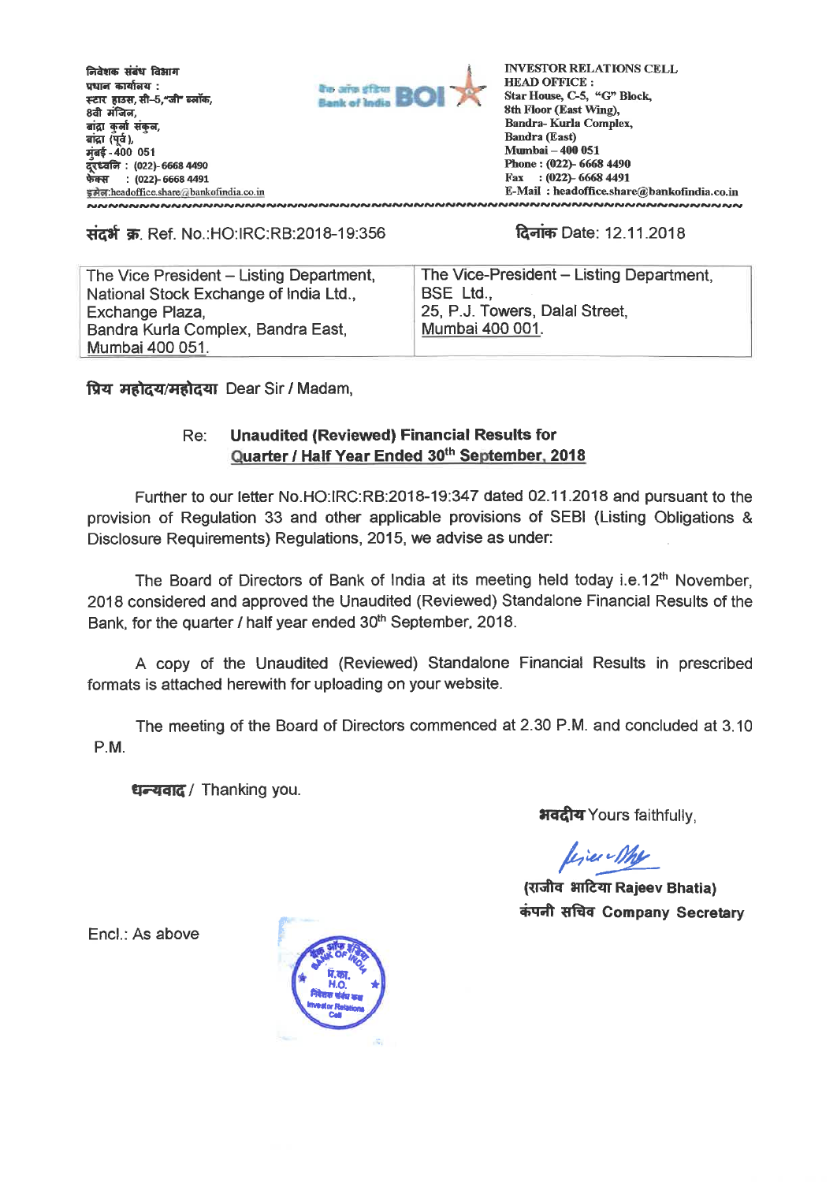निवेशक संबंध विभाग
प्रधान कार्यालय :
स्टार हाउस, सी–5,"जी" ब्लॉक,
8वी मंजिल,
बांद्रा कुर्ला संकुल,
बांद्रा (पूर्व),
मुंबई - 400 051
दूरध्वनि : (022)- 6668 4490
फेक्स : (022)- 6668 4491
इमेल:headoffice.share@bankofindia.co.in

बैंक ऑफ इंडिया Bank of India BOI

INVESTOR RELATIONS CELL
HEAD OFFICE :
Star House, C-5, "G" Block,
8th Floor (East Wing),
Bandra- Kurla Complex,
Bandra (East)
Mumbai – 400 051
Phone : (022)- 6668 4490
Fax : (022)- 6668 4491
E-Mail : headoffice.share@bankofindia.co.in

संदर्भ क्र. Ref. No.:HO:IRC:RB:2018-19:356

दिनांक Date: 12.11.2018

| The Vice President – Listing Department,<br>National Stock Exchange of India Ltd.,<br>Exchange Plaza,<br>Bandra Kurla Complex, Bandra East,<br>Mumbai 400 051. | The Vice-President – Listing Department,<br>BSE Ltd.,<br>25, P.J. Towers, Dalal Street,<br>Mumbai 400 001. |
|---|---|

प्रिय महोदय/महोदया Dear Sir / Madam,

Re: **Unaudited (Reviewed) Financial Results for Quarter / Half Year Ended 30th September, 2018**

Further to our letter No.HO:IRC:RB:2018-19:347 dated 02.11.2018 and pursuant to the provision of Regulation 33 and other applicable provisions of SEBI (Listing Obligations & Disclosure Requirements) Regulations, 2015, we advise as under:

The Board of Directors of Bank of India at its meeting held today i.e.12th November, 2018 considered and approved the Unaudited (Reviewed) Standalone Financial Results of the Bank, for the quarter / half year ended 30th September, 2018.

A copy of the Unaudited (Reviewed) Standalone Financial Results in prescribed formats is attached herewith for uploading on your website.

The meeting of the Board of Directors commenced at 2.30 P.M. and concluded at 3.10 P.M.

धन्यवाद / Thanking you.

भवदीय Yours faithfully,

(राजीव भाटिया Rajeev Bhatia)
कंपनी सचिव Company Secretary

Encl.: As above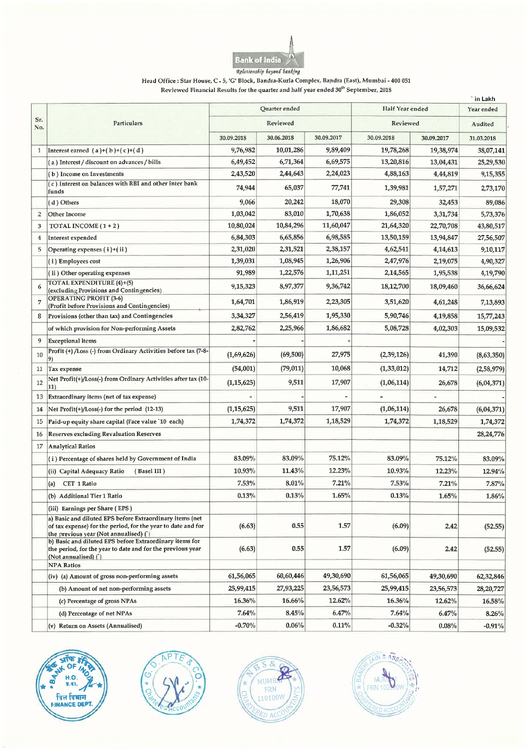Bank of India

*Relationship beyond banking*

Head Office : Star House, C - 5, 'G' Block, Bandra-Kurla Complex, Bandra (East), Mumbai - 400 051

Reviewed Financial Results for the quarter and half year ended 30th September, 2018

` in Lakh

| Sr. No. | Particulars | Quarter ended | | | Half Year ended | | Year ended |
|---|---|---|---|---|---|---|---|
| | | Reviewed | | | Reviewed | | Audited |
| | | 30.09.2018 | 30.06.2018 | 30.09.2017 | 30.09.2018 | 30.09.2017 | 31.03.2018 |
| 1 | Interest earned (a)+(b)+(c)+(d) | 9,76,982 | 10,01,286 | 9,89,409 | 19,78,268 | 19,38,974 | 38,07,141 |
| | (a) Interest / discount on advances / bills | 6,49,452 | 6,71,364 | 6,69,575 | 13,20,816 | 13,04,431 | 25,29,530 |
| | (b) Income on Investments | 2,43,520 | 2,44,643 | 2,24,023 | 4,88,163 | 4,44,819 | 9,15,355 |
| | (c) Interest on balances with RBI and other inter bank funds | 74,944 | 65,037 | 77,741 | 1,39,981 | 1,57,271 | 2,73,170 |
| | (d) Others | 9,066 | 20,242 | 18,070 | 29,308 | 32,453 | 89,086 |
| 2 | Other Income | 1,03,042 | 83,010 | 1,70,638 | 1,86,052 | 3,31,734 | 5,73,376 |
| 3 | TOTAL INCOME (1 + 2) | 10,80,024 | 10,84,296 | 11,60,047 | 21,64,320 | 22,70,708 | 43,80,517 |
| 4 | Interest expended | 6,84,303 | 6,65,856 | 6,98,585 | 13,50,159 | 13,94,847 | 27,56,507 |
| 5 | Operating expenses (i)+(ii) | 2,31,020 | 2,31,521 | 2,38,157 | 4,62,541 | 4,14,613 | 9,10,117 |
| | (i) Employees cost | 1,39,031 | 1,08,945 | 1,26,906 | 2,47,976 | 2,19,075 | 4,90,327 |
| | (ii) Other operating expenses | 91,989 | 1,22,576 | 1,11,251 | 2,14,565 | 1,95,538 | 4,19,790 |
| 6 | TOTAL EXPENDITURE (4)+(5) (excluding Provisions and Contingencies) | 9,15,323 | 8,97,377 | 9,36,742 | 18,12,700 | 18,09,460 | 36,66,624 |
| 7 | OPERATING PROFIT (3-6) (Profit before Provisions and Contingencies) | 1,64,701 | 1,86,919 | 2,23,305 | 3,51,620 | 4,61,248 | 7,13,893 |
| 8 | Provisions (other than tax) and Contingencies | 3,34,327 | 2,56,419 | 1,95,330 | 5,90,746 | 4,19,858 | 15,77,243 |
| | of which provision for Non-performing Assets | 2,82,762 | 2,25,966 | 1,86,682 | 5,08,728 | 4,02,303 | 15,09,532 |
| 9 | Exceptional items | - | - | - | | | - |
| 10 | Profit (+) /Loss (-) from Ordinary Activities before tax (7-8-9) | (1,69,626) | (69,500) | 27,975 | (2,39,126) | 41,390 | (8,63,350) |
| 11 | Tax expense | (54,001) | (79,011) | 10,068 | (1,33,012) | 14,712 | (2,58,979) |
| 12 | Net Profit(+)/Loss(-) from Ordinary Activities after tax (10-11) | (1,15,625) | 9,511 | 17,907 | (1,06,114) | 26,678 | (6,04,371) |
| 13 | Extraordinary items (net of tax expense) | - | - | - | - | - | - |
| 14 | Net Profit(+)/Loss(-) for the period (12-13) | (1,15,625) | 9,511 | 17,907 | (1,06,114) | 26,678 | (6,04,371) |
| 15 | Paid-up equity share capital (Face value `10 each) | 1,74,372 | 1,74,372 | 1,18,529 | 1,74,372 | 1,18,529 | 1,74,372 |
| 16 | Reserves excluding Revaluation Reserves | | | | | | 28,24,776 |
| 17 | Analytical Ratios | | | | | | |
| | (i) Percentage of shares held by Government of India | 83.09% | 83.09% | 75.12% | 83.09% | 75.12% | 83.09% |
| | (ii) Capital Adequacy Ratio (Basel III) | 10.93% | 11.43% | 12.23% | 10.93% | 12.23% | 12.94% |
| | (a) CET 1 Ratio | 7.53% | 8.01% | 7.21% | 7.53% | 7.21% | 7.87% |
| | (b) Additional Tier 1 Ratio | 0.13% | 0.13% | 1.65% | 0.13% | 1.65% | 1.86% |
| | (iii) Earnings per Share (EPS) | | | | | | |
| | a) Basic and diluted EPS before Extraordinary items (net of tax expense) for the period, for the year to date and for the previous year (Not annualised) (`) | (6.63) | 0.55 | 1.57 | (6.09) | 2.42 | (52.55) |
| | b) Basic and diluted EPS before Extraordinary items for the period, for the year to date and for the previous year (Not annualised) (`) | (6.63) | 0.55 | 1.57 | (6.09) | 2.42 | (52.55) |
| | NPA Ratios | | | | | | |
| | (iv) (a) Amount of gross non-performing assets | 61,56,065 | 60,60,446 | 49,30,690 | 61,56,065 | 49,30,690 | 62,32,846 |
| | (b) Amount of net non-performing assets | 25,99,415 | 27,93,225 | 23,56,573 | 25,99,415 | 23,56,573 | 28,20,727 |
| | (c) Percentage of gross NPAs | 16.36% | 16.66% | 12.62% | 16.36% | 12.62% | 16.58% |
| | (d) Percentage of net NPAs | 7.64% | 8.45% | 6.47% | 7.64% | 6.47% | 8.26% |
| | (v) Return on Assets (Annualised) | -0.70% | 0.06% | 0.11% | -0.32% | 0.08% | -0.91% |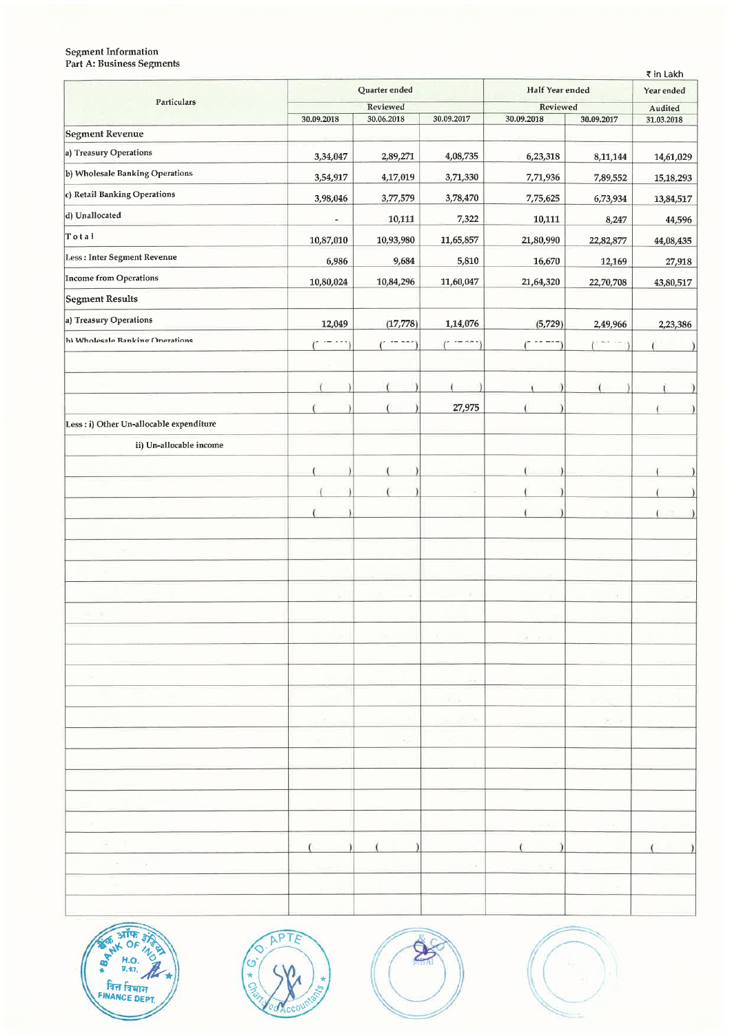## Segment Information
### Part A: Business Segments

₹ in Lakh

| Particulars | Quarter ended | | | Half Year ended | | Year ended |
|---|---|---|---|---|---|---|
| | Reviewed | | | Reviewed | | Audited |
| | 30.09.2018 | 30.06.2018 | 30.09.2017 | 30.09.2018 | 30.09.2017 | 31.03.2018 |
| **Segment Revenue** | | | | | | |
| a) Treasury Operations | 3,34,047 | 2,89,271 | 4,08,735 | 6,23,318 | 8,11,144 | 14,61,029 |
| b) Wholesale Banking Operations | 3,54,917 | 4,17,019 | 3,71,330 | 7,71,936 | 7,89,552 | 15,18,293 |
| c) Retail Banking Operations | 3,98,046 | 3,77,579 | 3,78,470 | 7,75,625 | 6,73,934 | 13,84,517 |
| d) Unallocated | - | 10,111 | 7,322 | 10,111 | 8,247 | 44,596 |
| Total | 10,87,010 | 10,93,980 | 11,65,857 | 21,80,990 | 22,82,877 | 44,08,435 |
| Less : Inter Segment Revenue | 6,986 | 9,684 | 5,810 | 16,670 | 12,169 | 27,918 |
| Income from Operations | 10,80,024 | 10,84,296 | 11,60,047 | 21,64,320 | 22,70,708 | 43,80,517 |
| **Segment Results** | | | | | | |
| a) Treasury Operations | 12,049 | (17,778) | 1,14,076 | (5,729) | 2,49,966 | 2,23,386 |
| b) Wholesale Banking Operations | | | | | | |
| | | | 27,975 | | | |
| Less : i) Other Un-allocable expenditure | | | | | | |
| ii) Un-allocable income | | | | | | |